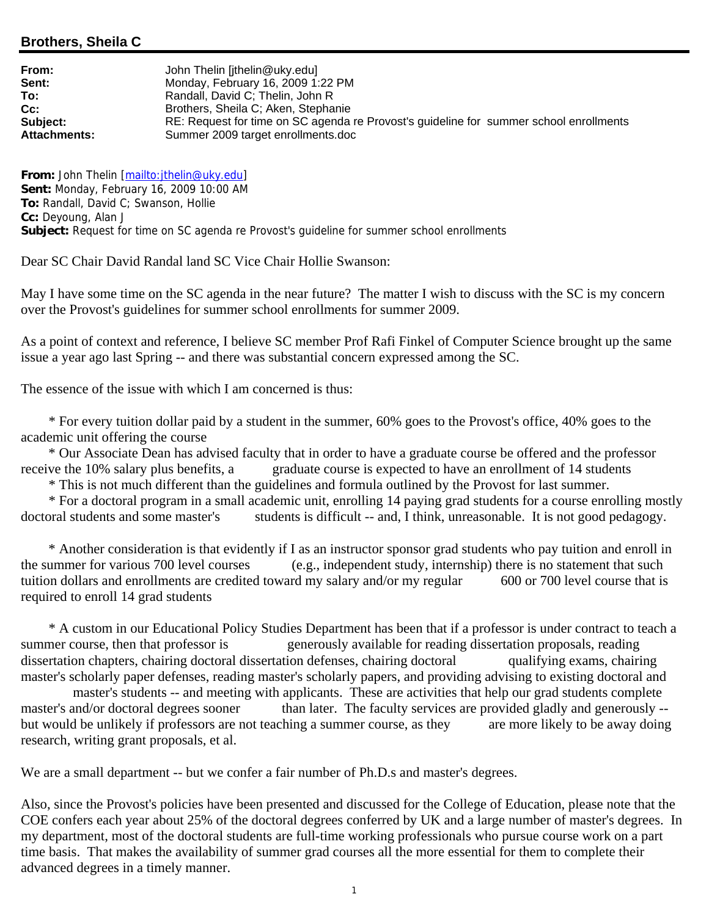## Brothers, Sheila C

**From:** John Thelin [jthelin@uky.edu]
**Sent:** Monday, February 16, 2009 1:22 PM
**To:** Randall, David C; Thelin, John R
**Cc:** Brothers, Sheila C; Aken, Stephanie
**Subject:** RE: Request for time on SC agenda re Provost's guideline for summer school enrollments
**Attachments:** Summer 2009 target enrollments.doc

**From:** John Thelin [mailto:jthelin@uky.edu]
**Sent:** Monday, February 16, 2009 10:00 AM
**To:** Randall, David C; Swanson, Hollie
**Cc:** Deyoung, Alan J
**Subject:** Request for time on SC agenda re Provost's guideline for summer school enrollments

Dear SC Chair David Randal land SC Vice Chair Hollie Swanson:

May I have some time on the SC agenda in the near future? The matter I wish to discuss with the SC is my concern over the Provost's guidelines for summer school enrollments for summer 2009.

As a point of context and reference, I believe SC member Prof Rafi Finkel of Computer Science brought up the same issue a year ago last Spring -- and there was substantial concern expressed among the SC.

The essence of the issue with which I am concerned is thus:

* For every tuition dollar paid by a student in the summer, 60% goes to the Provost's office, 40% goes to the academic unit offering the course
* Our Associate Dean has advised faculty that in order to have a graduate course be offered and the professor receive the 10% salary plus benefits, a graduate course is expected to have an enrollment of 14 students
* This is not much different than the guidelines and formula outlined by the Provost for last summer.
* For a doctoral program in a small academic unit, enrolling 14 paying grad students for a course enrolling mostly doctoral students and some master's students is difficult -- and, I think, unreasonable. It is not good pedagogy.

* Another consideration is that evidently if I as an instructor sponsor grad students who pay tuition and enroll in the summer for various 700 level courses (e.g., independent study, internship) there is no statement that such tuition dollars and enrollments are credited toward my salary and/or my regular 600 or 700 level course that is required to enroll 14 grad students

* A custom in our Educational Policy Studies Department has been that if a professor is under contract to teach a summer course, then that professor is generously available for reading dissertation proposals, reading dissertation chapters, chairing doctoral dissertation defenses, chairing doctoral qualifying exams, chairing master's scholarly paper defenses, reading master's scholarly papers, and providing advising to existing doctoral and master's students -- and meeting with applicants. These are activities that help our grad students complete master's and/or doctoral degrees sooner than later. The faculty services are provided gladly and generously -- but would be unlikely if professors are not teaching a summer course, as they are more likely to be away doing research, writing grant proposals, et al.

We are a small department -- but we confer a fair number of Ph.D.s and master's degrees.

Also, since the Provost's policies have been presented and discussed for the College of Education, please note that the COE confers each year about 25% of the doctoral degrees conferred by UK and a large number of master's degrees. In my department, most of the doctoral students are full-time working professionals who pursue course work on a part time basis. That makes the availability of summer grad courses all the more essential for them to complete their advanced degrees in a timely manner.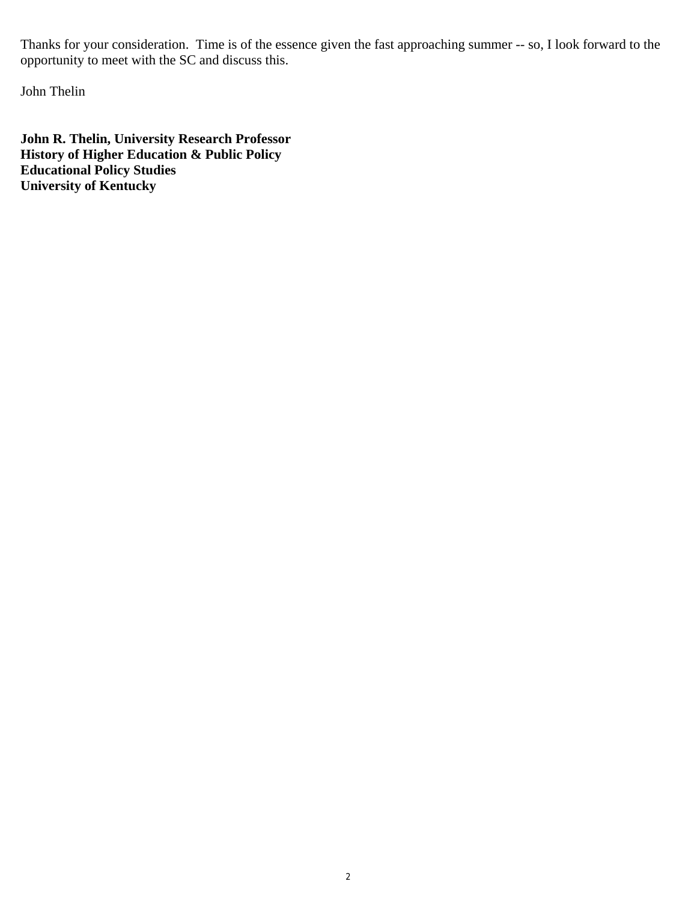Thanks for your consideration.  Time is of the essence given the fast approaching summer -- so, I look forward to the opportunity to meet with the SC and discuss this.

John Thelin

**John R. Thelin, University Research Professor**
**History of Higher Education & Public Policy**
**Educational Policy Studies**
**University of Kentucky**